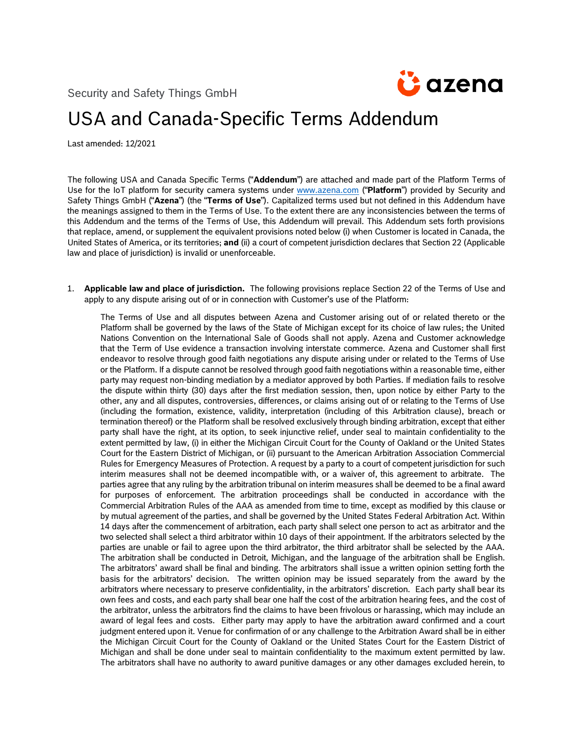Security and Safety Things GmbH

azena

# USA and Canada-Specific Terms Addendum

Last amended: 12/2021

The following USA and Canada Specific Terms ("**Addendum**") are attached and made part of the Platform Terms of Use for the IoT platform for security camera systems under www.azena.com ("**Platform**") provided by Security and Safety Things GmbH ("**Azena**") (the "**Terms of Use**"). Capitalized terms used but not defined in this Addendum have the meanings assigned to them in the Terms of Use. To the extent there are any inconsistencies between the terms of this Addendum and the terms of the Terms of Use, this Addendum will prevail. This Addendum sets forth provisions that replace, amend, or supplement the equivalent provisions noted below (i) when Customer is located in Canada, the United States of America, or its territories; **and** (ii) a court of competent jurisdiction declares that Section 22 (Applicable law and place of jurisdiction) is invalid or unenforceable.

1. **Applicable law and place of jurisdiction.** The following provisions replace Section 22 of the Terms of Use and apply to any dispute arising out of or in connection with Customer's use of the Platform:

   The Terms of Use and all disputes between Azena and Customer arising out of or related thereto or the Platform shall be governed by the laws of the State of Michigan except for its choice of law rules; the United Nations Convention on the International Sale of Goods shall not apply. Azena and Customer acknowledge that the Term of Use evidence a transaction involving interstate commerce. Azena and Customer shall first endeavor to resolve through good faith negotiations any dispute arising under or related to the Terms of Use or the Platform. If a dispute cannot be resolved through good faith negotiations within a reasonable time, either party may request non-binding mediation by a mediator approved by both Parties. If mediation fails to resolve the dispute within thirty (30) days after the first mediation session, then, upon notice by either Party to the other, any and all disputes, controversies, differences, or claims arising out of or relating to the Terms of Use (including the formation, existence, validity, interpretation (including of this Arbitration clause), breach or termination thereof) or the Platform shall be resolved exclusively through binding arbitration, except that either party shall have the right, at its option, to seek injunctive relief, under seal to maintain confidentiality to the extent permitted by law, (i) in either the Michigan Circuit Court for the County of Oakland or the United States Court for the Eastern District of Michigan, or (ii) pursuant to the American Arbitration Association Commercial Rules for Emergency Measures of Protection. A request by a party to a court of competent jurisdiction for such interim measures shall not be deemed incompatible with, or a waiver of, this agreement to arbitrate. The parties agree that any ruling by the arbitration tribunal on interim measures shall be deemed to be a final award for purposes of enforcement. The arbitration proceedings shall be conducted in accordance with the Commercial Arbitration Rules of the AAA as amended from time to time, except as modified by this clause or by mutual agreement of the parties, and shall be governed by the United States Federal Arbitration Act. Within 14 days after the commencement of arbitration, each party shall select one person to act as arbitrator and the two selected shall select a third arbitrator within 10 days of their appointment. If the arbitrators selected by the parties are unable or fail to agree upon the third arbitrator, the third arbitrator shall be selected by the AAA. The arbitration shall be conducted in Detroit, Michigan, and the language of the arbitration shall be English. The arbitrators' award shall be final and binding. The arbitrators shall issue a written opinion setting forth the basis for the arbitrators' decision. The written opinion may be issued separately from the award by the arbitrators where necessary to preserve confidentiality, in the arbitrators' discretion. Each party shall bear its own fees and costs, and each party shall bear one half the cost of the arbitration hearing fees, and the cost of the arbitrator, unless the arbitrators find the claims to have been frivolous or harassing, which may include an award of legal fees and costs. Either party may apply to have the arbitration award confirmed and a court judgment entered upon it. Venue for confirmation of or any challenge to the Arbitration Award shall be in either the Michigan Circuit Court for the County of Oakland or the United States Court for the Eastern District of Michigan and shall be done under seal to maintain confidentiality to the maximum extent permitted by law. The arbitrators shall have no authority to award punitive damages or any other damages excluded herein, to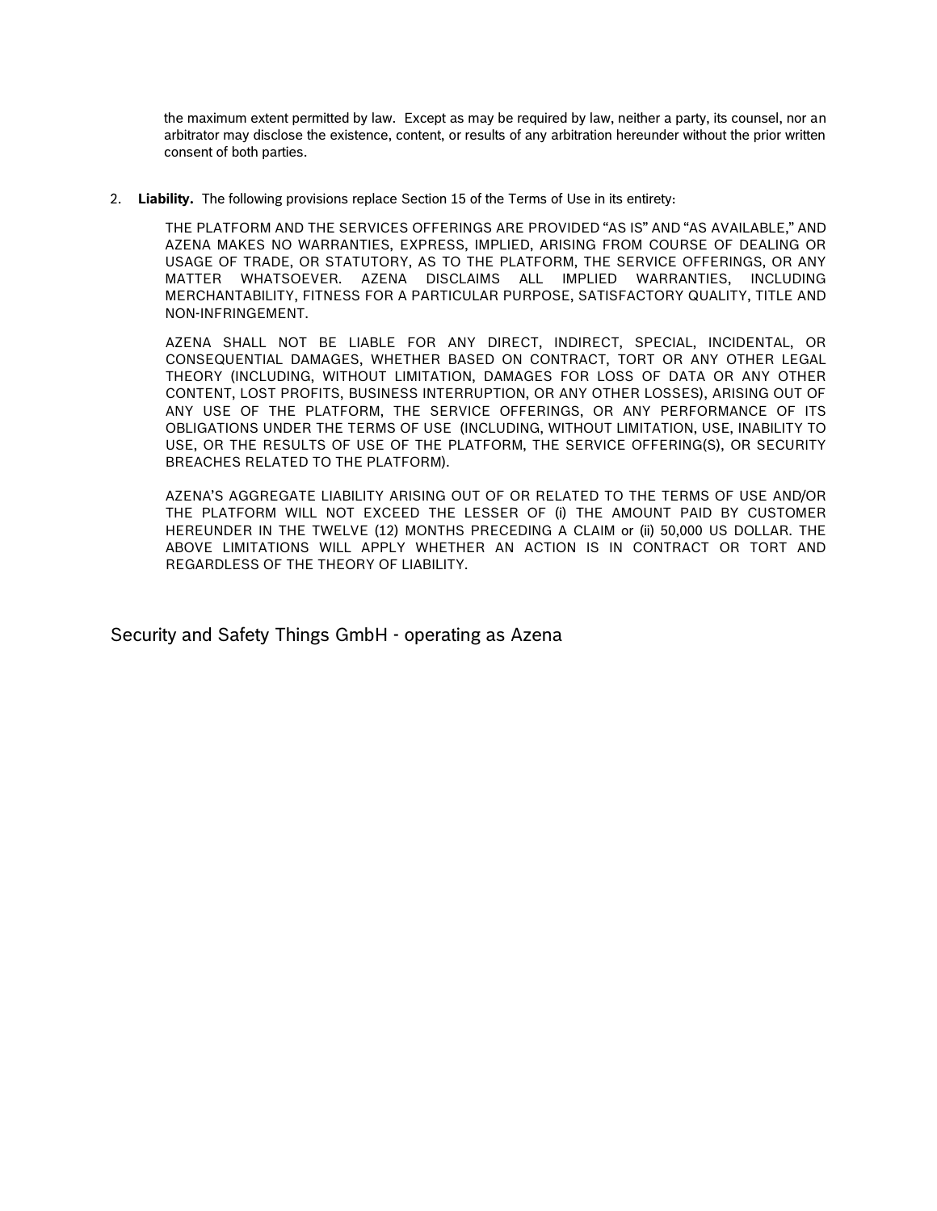the maximum extent permitted by law. Except as may be required by law, neither a party, its counsel, nor an arbitrator may disclose the existence, content, or results of any arbitration hereunder without the prior written consent of both parties.

2. **Liability.** The following provisions replace Section 15 of the Terms of Use in its entirety:

   THE PLATFORM AND THE SERVICES OFFERINGS ARE PROVIDED "AS IS" AND "AS AVAILABLE," AND AZENA MAKES NO WARRANTIES, EXPRESS, IMPLIED, ARISING FROM COURSE OF DEALING OR USAGE OF TRADE, OR STATUTORY, AS TO THE PLATFORM, THE SERVICE OFFERINGS, OR ANY MATTER WHATSOEVER. AZENA DISCLAIMS ALL IMPLIED WARRANTIES, INCLUDING MERCHANTABILITY, FITNESS FOR A PARTICULAR PURPOSE, SATISFACTORY QUALITY, TITLE AND NON-INFRINGEMENT.

   AZENA SHALL NOT BE LIABLE FOR ANY DIRECT, INDIRECT, SPECIAL, INCIDENTAL, OR CONSEQUENTIAL DAMAGES, WHETHER BASED ON CONTRACT, TORT OR ANY OTHER LEGAL THEORY (INCLUDING, WITHOUT LIMITATION, DAMAGES FOR LOSS OF DATA OR ANY OTHER CONTENT, LOST PROFITS, BUSINESS INTERRUPTION, OR ANY OTHER LOSSES), ARISING OUT OF ANY USE OF THE PLATFORM, THE SERVICE OFFERINGS, OR ANY PERFORMANCE OF ITS OBLIGATIONS UNDER THE TERMS OF USE (INCLUDING, WITHOUT LIMITATION, USE, INABILITY TO USE, OR THE RESULTS OF USE OF THE PLATFORM, THE SERVICE OFFERING(S), OR SECURITY BREACHES RELATED TO THE PLATFORM).

   AZENA'S AGGREGATE LIABILITY ARISING OUT OF OR RELATED TO THE TERMS OF USE AND/OR THE PLATFORM WILL NOT EXCEED THE LESSER OF (i) THE AMOUNT PAID BY CUSTOMER HEREUNDER IN THE TWELVE (12) MONTHS PRECEDING A CLAIM or (ii) 50,000 US DOLLAR. THE ABOVE LIMITATIONS WILL APPLY WHETHER AN ACTION IS IN CONTRACT OR TORT AND REGARDLESS OF THE THEORY OF LIABILITY.

Security and Safety Things GmbH - operating as Azena